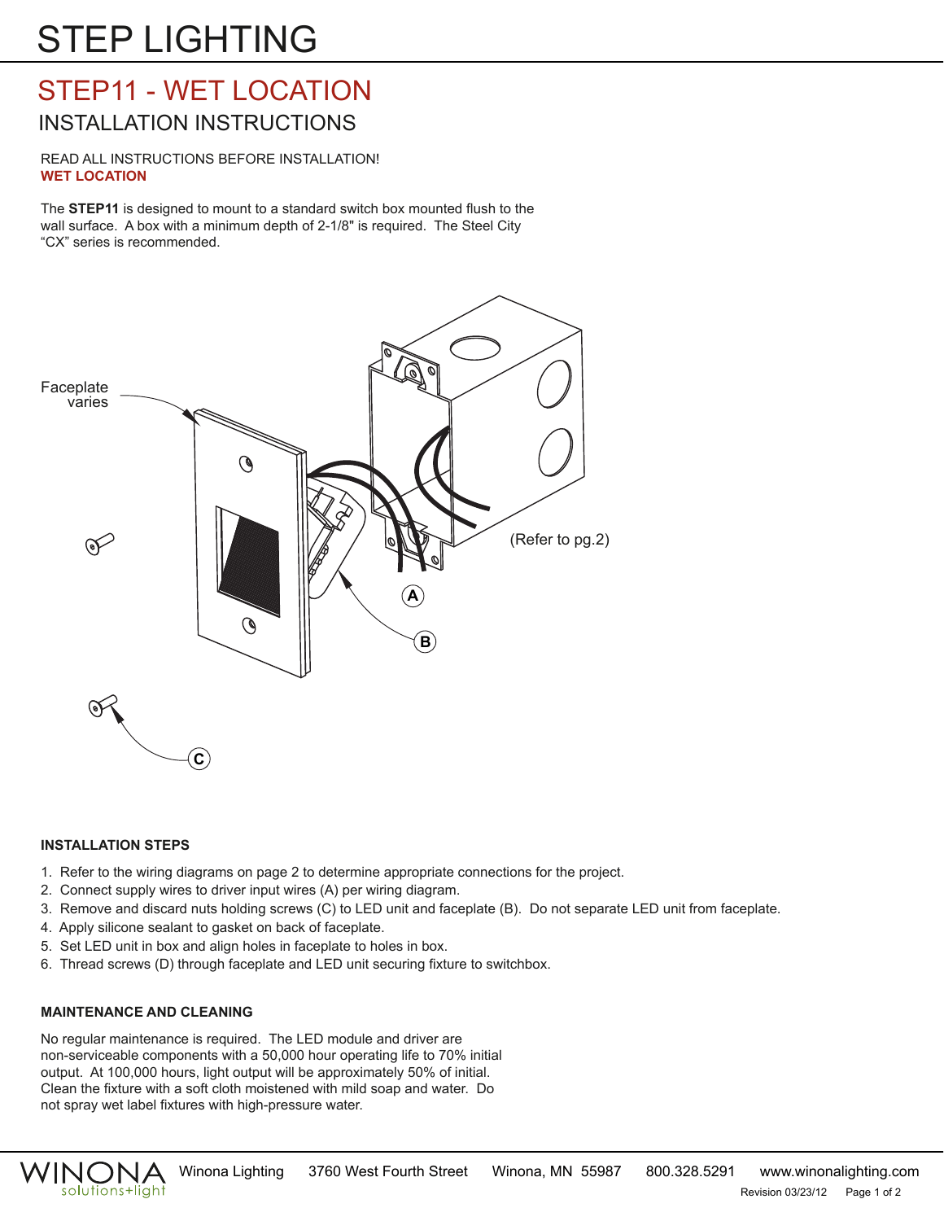# STEP LIGHTING

## STEP11 - WET LOCATION

### INSTALLATION INSTRUCTIONS

READ ALL INSTRUCTIONS BEFORE INSTALLATION!
**WET LOCATION**

The **STEP11** is designed to mount to a standard switch box mounted flush to the wall surface. A box with a minimum depth of 2-1/8" is required. The Steel City "CX" series is recommended.

Faceplate varies

(Refer to pg.2)

A

B

C

#### INSTALLATION STEPS

1. Refer to the wiring diagrams on page 2 to determine appropriate connections for the project.
2. Connect supply wires to driver input wires (A) per wiring diagram.
3. Remove and discard nuts holding screws (C) to LED unit and faceplate (B). Do not separate LED unit from faceplate.
4. Apply silicone sealant to gasket on back of faceplate.
5. Set LED unit in box and align holes in faceplate to holes in box.
6. Thread screws (D) through faceplate and LED unit securing fixture to switchbox.

#### MAINTENANCE AND CLEANING

No regular maintenance is required. The LED module and driver are non-serviceable components with a 50,000 hour operating life to 70% initial output. At 100,000 hours, light output will be approximately 50% of initial. Clean the fixture with a soft cloth moistened with mild soap and water. Do not spray wet label fixtures with high-pressure water.

WINONA solutions+light Winona Lighting 3760 West Fourth Street Winona, MN 55987 800.328.5291 www.winonalighting.com

Revision 03/23/12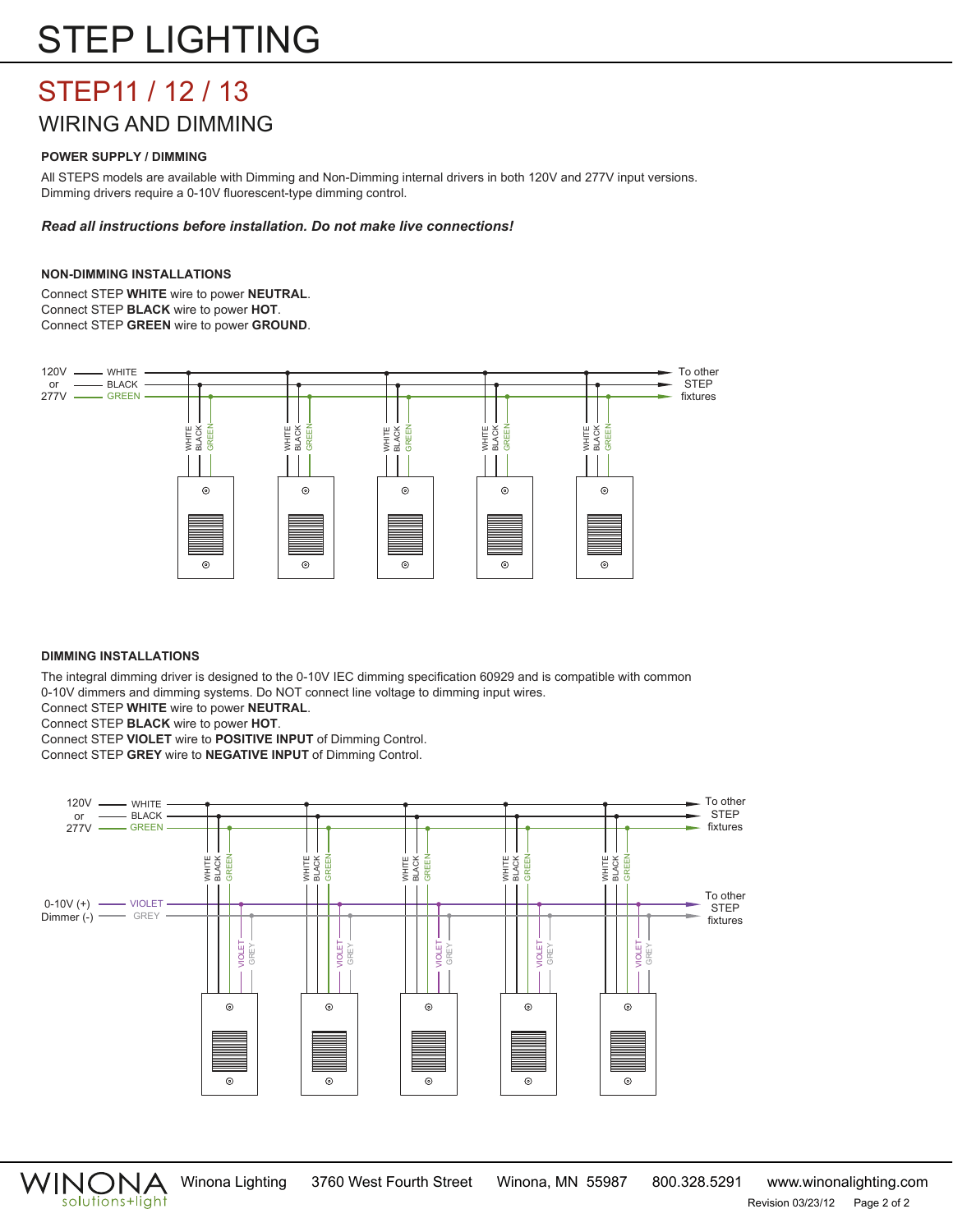# STEP LIGHTING

## STEP11 / 12 / 13

## WIRING AND DIMMING

### POWER SUPPLY / DIMMING

All STEPS models are available with Dimming and Non-Dimming internal drivers in both 120V and 277V input versions.
Dimming drivers require a 0-10V fluorescent-type dimming control.

***Read all instructions before installation. Do not make live connections!***

### NON-DIMMING INSTALLATIONS

Connect STEP **WHITE** wire to power **NEUTRAL**.
Connect STEP **BLACK** wire to power **HOT**.
Connect STEP **GREEN** wire to power **GROUND**.

120V
or
277V

WHITE
BLACK
GREEN

To other
STEP
fixtures

WHITE BLACK GREEN

### DIMMING INSTALLATIONS

The integral dimming driver is designed to the 0-10V IEC dimming specification 60929 and is compatible with common 0-10V dimmers and dimming systems. Do NOT connect line voltage to dimming input wires.
Connect STEP **WHITE** wire to power **NEUTRAL**.
Connect STEP **BLACK** wire to power **HOT**.
Connect STEP **VIOLET** wire to **POSITIVE INPUT** of Dimming Control.
Connect STEP **GREY** wire to **NEGATIVE INPUT** of Dimming Control.

120V
or
277V

WHITE
BLACK
GREEN

To other
STEP
fixtures

0-10V (+)
Dimmer (-)

VIOLET
GREY

To other
STEP
fixtures

WHITE BLACK GREEN

VIOLET GREY

Winona Lighting 3760 West Fourth Street Winona, MN 55987 800.328.5291 www.winonalighting.com

Revision 03/23/12